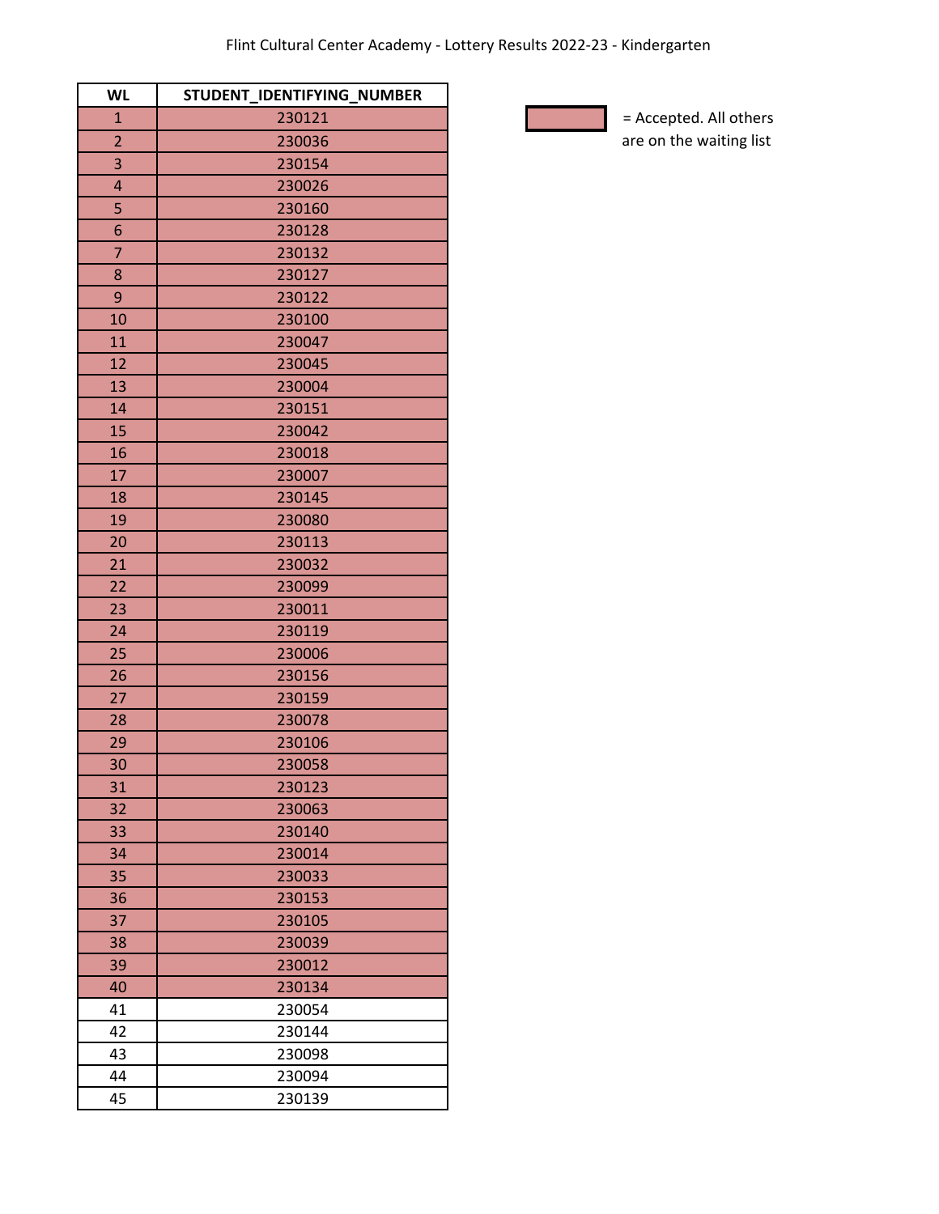Flint Cultural Center Academy - Lottery Results 2022-23 - Kindergarten

| WL | STUDENT_IDENTIFYING_NUMBER |
|---|---|
| 1 | 230121 |
| 2 | 230036 |
| 3 | 230154 |
| 4 | 230026 |
| 5 | 230160 |
| 6 | 230128 |
| 7 | 230132 |
| 8 | 230127 |
| 9 | 230122 |
| 10 | 230100 |
| 11 | 230047 |
| 12 | 230045 |
| 13 | 230004 |
| 14 | 230151 |
| 15 | 230042 |
| 16 | 230018 |
| 17 | 230007 |
| 18 | 230145 |
| 19 | 230080 |
| 20 | 230113 |
| 21 | 230032 |
| 22 | 230099 |
| 23 | 230011 |
| 24 | 230119 |
| 25 | 230006 |
| 26 | 230156 |
| 27 | 230159 |
| 28 | 230078 |
| 29 | 230106 |
| 30 | 230058 |
| 31 | 230123 |
| 32 | 230063 |
| 33 | 230140 |
| 34 | 230014 |
| 35 | 230033 |
| 36 | 230153 |
| 37 | 230105 |
| 38 | 230039 |
| 39 | 230012 |
| 40 | 230134 |
| 41 | 230054 |
| 42 | 230144 |
| 43 | 230098 |
| 44 | 230094 |
| 45 | 230139 |

= Accepted. All others are on the waiting list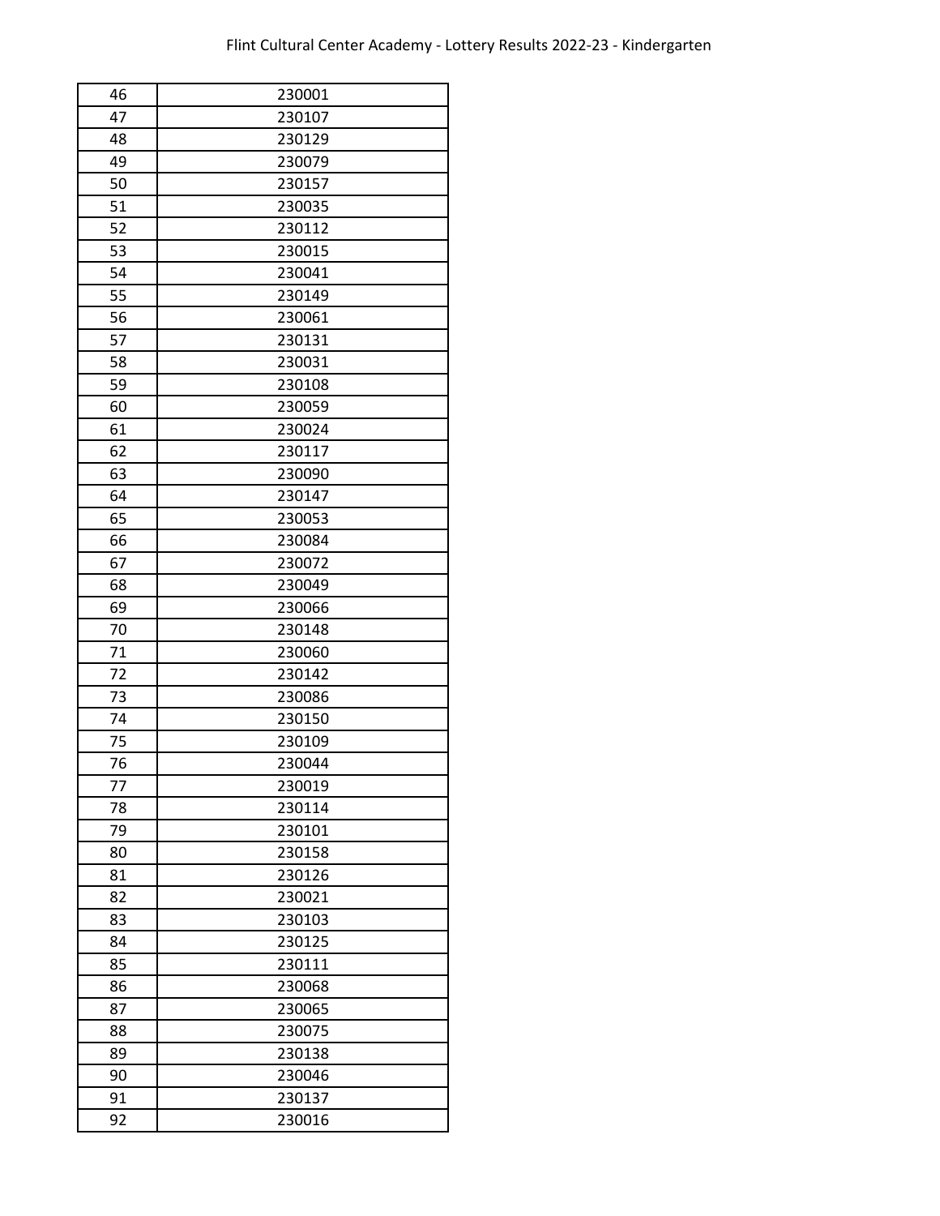| | |
|---|---|
| 46 | 230001 |
| 47 | 230107 |
| 48 | 230129 |
| 49 | 230079 |
| 50 | 230157 |
| 51 | 230035 |
| 52 | 230112 |
| 53 | 230015 |
| 54 | 230041 |
| 55 | 230149 |
| 56 | 230061 |
| 57 | 230131 |
| 58 | 230031 |
| 59 | 230108 |
| 60 | 230059 |
| 61 | 230024 |
| 62 | 230117 |
| 63 | 230090 |
| 64 | 230147 |
| 65 | 230053 |
| 66 | 230084 |
| 67 | 230072 |
| 68 | 230049 |
| 69 | 230066 |
| 70 | 230148 |
| 71 | 230060 |
| 72 | 230142 |
| 73 | 230086 |
| 74 | 230150 |
| 75 | 230109 |
| 76 | 230044 |
| 77 | 230019 |
| 78 | 230114 |
| 79 | 230101 |
| 80 | 230158 |
| 81 | 230126 |
| 82 | 230021 |
| 83 | 230103 |
| 84 | 230125 |
| 85 | 230111 |
| 86 | 230068 |
| 87 | 230065 |
| 88 | 230075 |
| 89 | 230138 |
| 90 | 230046 |
| 91 | 230137 |
| 92 | 230016 |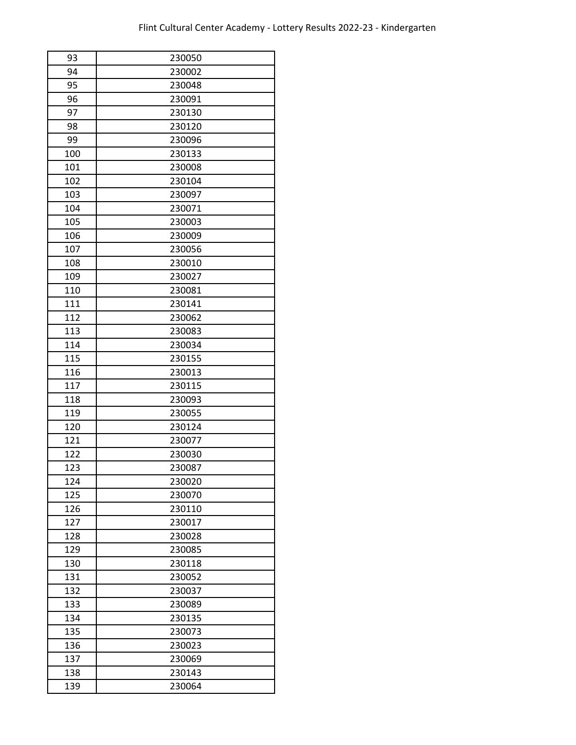Flint Cultural Center Academy - Lottery Results 2022-23 - Kindergarten

| | |
|---|---|
| 93 | 230050 |
| 94 | 230002 |
| 95 | 230048 |
| 96 | 230091 |
| 97 | 230130 |
| 98 | 230120 |
| 99 | 230096 |
| 100 | 230133 |
| 101 | 230008 |
| 102 | 230104 |
| 103 | 230097 |
| 104 | 230071 |
| 105 | 230003 |
| 106 | 230009 |
| 107 | 230056 |
| 108 | 230010 |
| 109 | 230027 |
| 110 | 230081 |
| 111 | 230141 |
| 112 | 230062 |
| 113 | 230083 |
| 114 | 230034 |
| 115 | 230155 |
| 116 | 230013 |
| 117 | 230115 |
| 118 | 230093 |
| 119 | 230055 |
| 120 | 230124 |
| 121 | 230077 |
| 122 | 230030 |
| 123 | 230087 |
| 124 | 230020 |
| 125 | 230070 |
| 126 | 230110 |
| 127 | 230017 |
| 128 | 230028 |
| 129 | 230085 |
| 130 | 230118 |
| 131 | 230052 |
| 132 | 230037 |
| 133 | 230089 |
| 134 | 230135 |
| 135 | 230073 |
| 136 | 230023 |
| 137 | 230069 |
| 138 | 230143 |
| 139 | 230064 |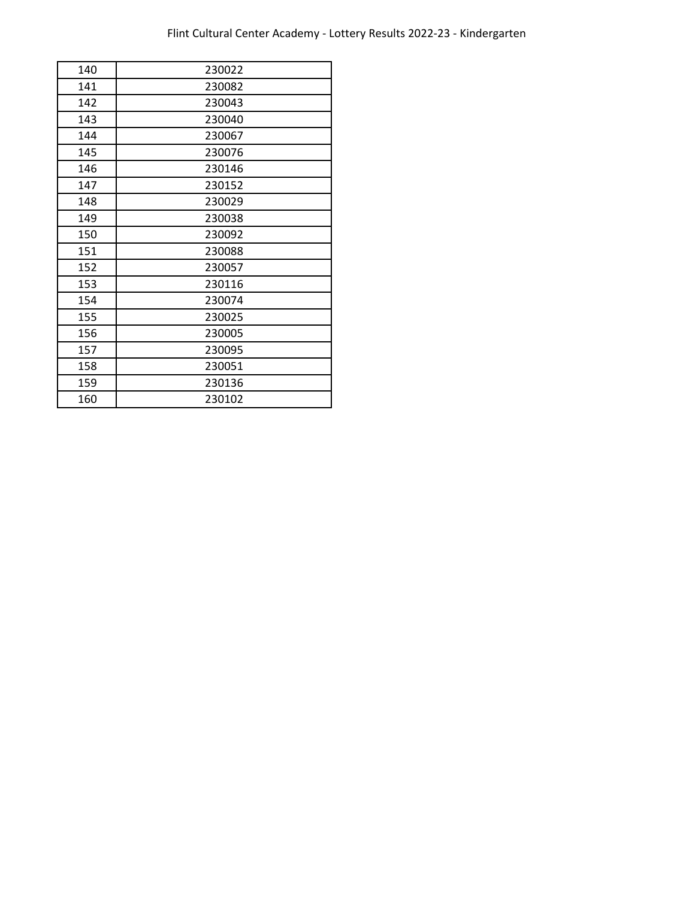| | |
|---|---|
| 140 | 230022 |
| 141 | 230082 |
| 142 | 230043 |
| 143 | 230040 |
| 144 | 230067 |
| 145 | 230076 |
| 146 | 230146 |
| 147 | 230152 |
| 148 | 230029 |
| 149 | 230038 |
| 150 | 230092 |
| 151 | 230088 |
| 152 | 230057 |
| 153 | 230116 |
| 154 | 230074 |
| 155 | 230025 |
| 156 | 230005 |
| 157 | 230095 |
| 158 | 230051 |
| 159 | 230136 |
| 160 | 230102 |